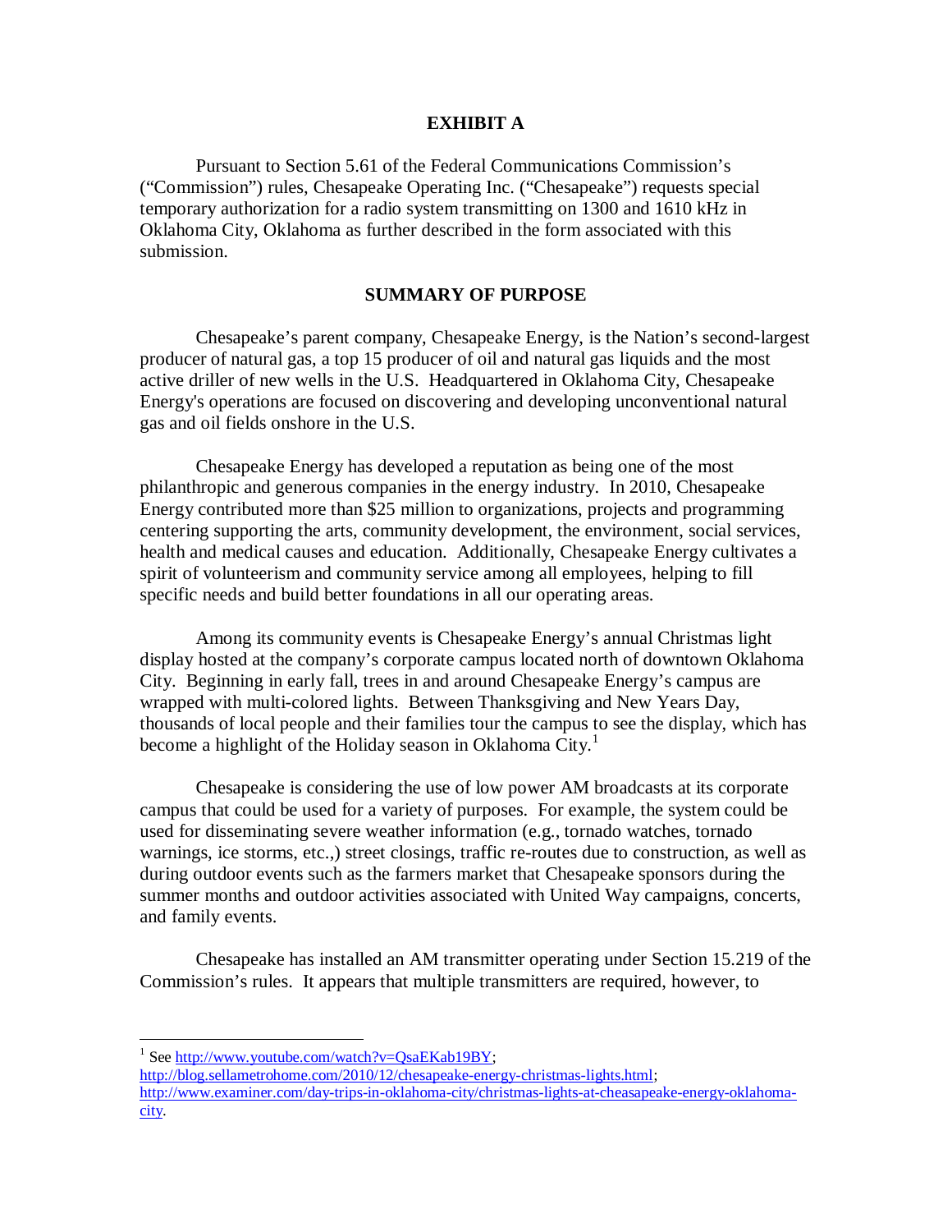**EXHIBIT A**

Pursuant to Section 5.61 of the Federal Communications Commission's ("Commission") rules, Chesapeake Operating Inc. ("Chesapeake") requests special temporary authorization for a radio system transmitting on 1300 and 1610 kHz in Oklahoma City, Oklahoma as further described in the form associated with this submission.

**SUMMARY OF PURPOSE**

Chesapeake's parent company, Chesapeake Energy, is the Nation's second-largest producer of natural gas, a top 15 producer of oil and natural gas liquids and the most active driller of new wells in the U.S. Headquartered in Oklahoma City, Chesapeake Energy's operations are focused on discovering and developing unconventional natural gas and oil fields onshore in the U.S.

Chesapeake Energy has developed a reputation as being one of the most philanthropic and generous companies in the energy industry. In 2010, Chesapeake Energy contributed more than $25 million to organizations, projects and programming centering supporting the arts, community development, the environment, social services, health and medical causes and education. Additionally, Chesapeake Energy cultivates a spirit of volunteerism and community service among all employees, helping to fill specific needs and build better foundations in all our operating areas.

Among its community events is Chesapeake Energy's annual Christmas light display hosted at the company's corporate campus located north of downtown Oklahoma City. Beginning in early fall, trees in and around Chesapeake Energy's campus are wrapped with multi-colored lights. Between Thanksgiving and New Years Day, thousands of local people and their families tour the campus to see the display, which has become a highlight of the Holiday season in Oklahoma City.[1]

Chesapeake is considering the use of low power AM broadcasts at its corporate campus that could be used for a variety of purposes. For example, the system could be used for disseminating severe weather information (e.g., tornado watches, tornado warnings, ice storms, etc.,) street closings, traffic re-routes due to construction, as well as during outdoor events such as the farmers market that Chesapeake sponsors during the summer months and outdoor activities associated with United Way campaigns, concerts, and family events.

Chesapeake has installed an AM transmitter operating under Section 15.219 of the Commission's rules. It appears that multiple transmitters are required, however, to

---

[1] See http://www.youtube.com/watch?v=QsaEKab19BY; http://blog.sellametrohome.com/2010/12/chesapeake-energy-christmas-lights.html; http://www.examiner.com/day-trips-in-oklahoma-city/christmas-lights-at-cheasapeake-energy-oklahoma-city.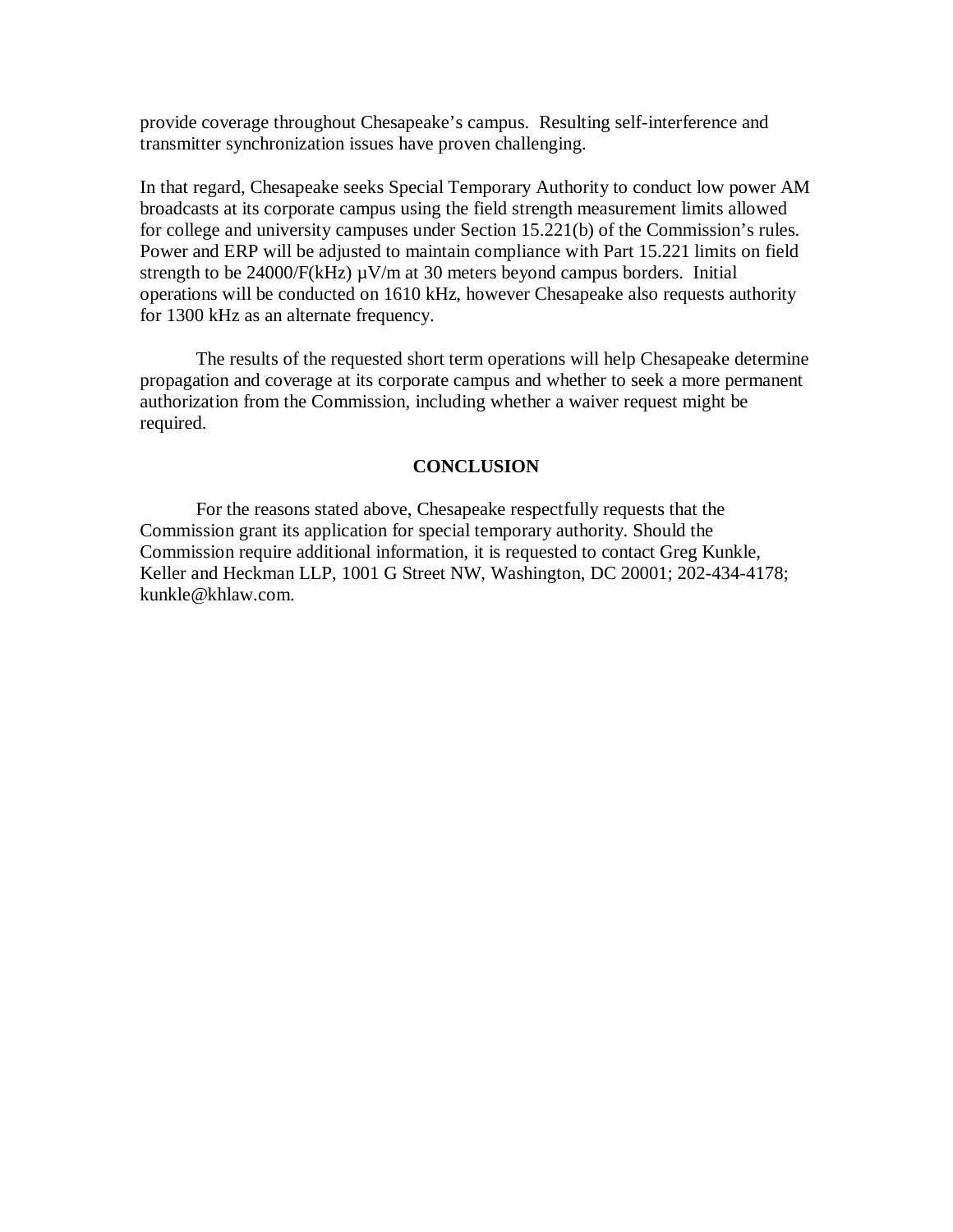provide coverage throughout Chesapeake's campus. Resulting self-interference and transmitter synchronization issues have proven challenging.

In that regard, Chesapeake seeks Special Temporary Authority to conduct low power AM broadcasts at its corporate campus using the field strength measurement limits allowed for college and university campuses under Section 15.221(b) of the Commission's rules. Power and ERP will be adjusted to maintain compliance with Part 15.221 limits on field strength to be 24000/F(kHz) µV/m at 30 meters beyond campus borders. Initial operations will be conducted on 1610 kHz, however Chesapeake also requests authority for 1300 kHz as an alternate frequency.

The results of the requested short term operations will help Chesapeake determine propagation and coverage at its corporate campus and whether to seek a more permanent authorization from the Commission, including whether a waiver request might be required.

## CONCLUSION

For the reasons stated above, Chesapeake respectfully requests that the Commission grant its application for special temporary authority. Should the Commission require additional information, it is requested to contact Greg Kunkle, Keller and Heckman LLP, 1001 G Street NW, Washington, DC 20001; 202-434-4178; kunkle@khlaw.com.